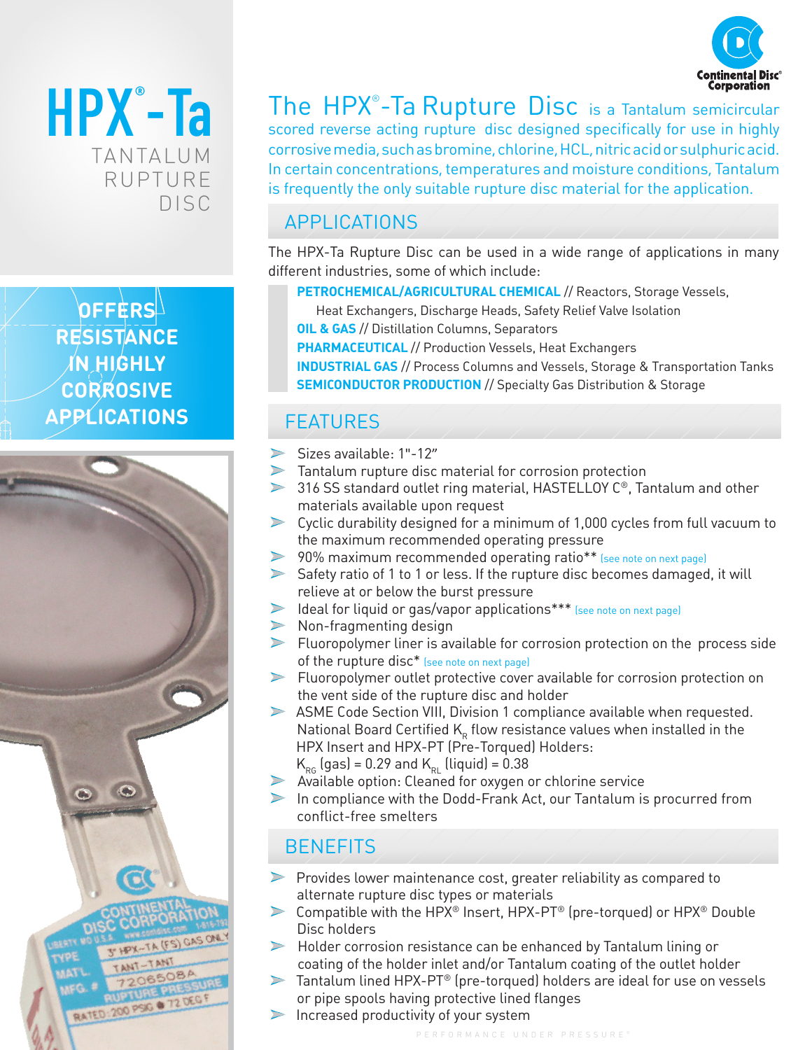# HPX®-Ta

TANTALUM RUPTURE DISC

**OFFERS RESISTANCE IN HIGHLY CORROSIVE APPLICATIONS**

The HPX®-Ta Rupture Disc is a Tantalum semicircular scored reverse acting rupture disc designed specifically for use in highly corrosive media, such as bromine, chlorine, HCL, nitric acid or sulphuric acid. In certain concentrations, temperatures and moisture conditions, Tantalum is frequently the only suitable rupture disc material for the application.

## APPLICATIONS

The HPX-Ta Rupture Disc can be used in a wide range of applications in many different industries, some of which include:

**PETROCHEMICAL/AGRICULTURAL CHEMICAL** // Reactors, Storage Vessels, Heat Exchangers, Discharge Heads, Safety Relief Valve Isolation
**OIL & GAS** // Distillation Columns, Separators
**PHARMACEUTICAL** // Production Vessels, Heat Exchangers
**INDUSTRIAL GAS** // Process Columns and Vessels, Storage & Transportation Tanks
**SEMICONDUCTOR PRODUCTION** // Specialty Gas Distribution & Storage

## FEATURES

- Sizes available: 1"-12"
- Tantalum rupture disc material for corrosion protection
- 316 SS standard outlet ring material, HASTELLOY C®, Tantalum and other materials available upon request
- Cyclic durability designed for a minimum of 1,000 cycles from full vacuum to the maximum recommended operating pressure
- 90% maximum recommended operating ratio** (see note on next page)
- Safety ratio of 1 to 1 or less. If the rupture disc becomes damaged, it will relieve at or below the burst pressure
- Ideal for liquid or gas/vapor applications*** (see note on next page)
- Non-fragmenting design
- Fluoropolymer liner is available for corrosion protection on the process side of the rupture disc* (see note on next page)
- Fluoropolymer outlet protective cover available for corrosion protection on the vent side of the rupture disc and holder
- ASME Code Section VIII, Division 1 compliance available when requested. National Board Certified $K_R$ flow resistance values when installed in the HPX Insert and HPX-PT (Pre-Torqued) Holders: $K_{RG}$ (gas) = 0.29 and $K_{RL}$ (liquid) = 0.38
- Available option: Cleaned for oxygen or chlorine service
- In compliance with the Dodd-Frank Act, our Tantalum is procured from conflict-free smelters

## BENEFITS

- Provides lower maintenance cost, greater reliability as compared to alternate rupture disc types or materials
- Compatible with the HPX® Insert, HPX-PT® (pre-torqued) or HPX® Double Disc holders
- Holder corrosion resistance can be enhanced by Tantalum lining or coating of the holder inlet and/or Tantalum coating of the outlet holder
- Tantalum lined HPX-PT® (pre-torqued) holders are ideal for use on vessels or pipe spools having protective lined flanges
- Increased productivity of your system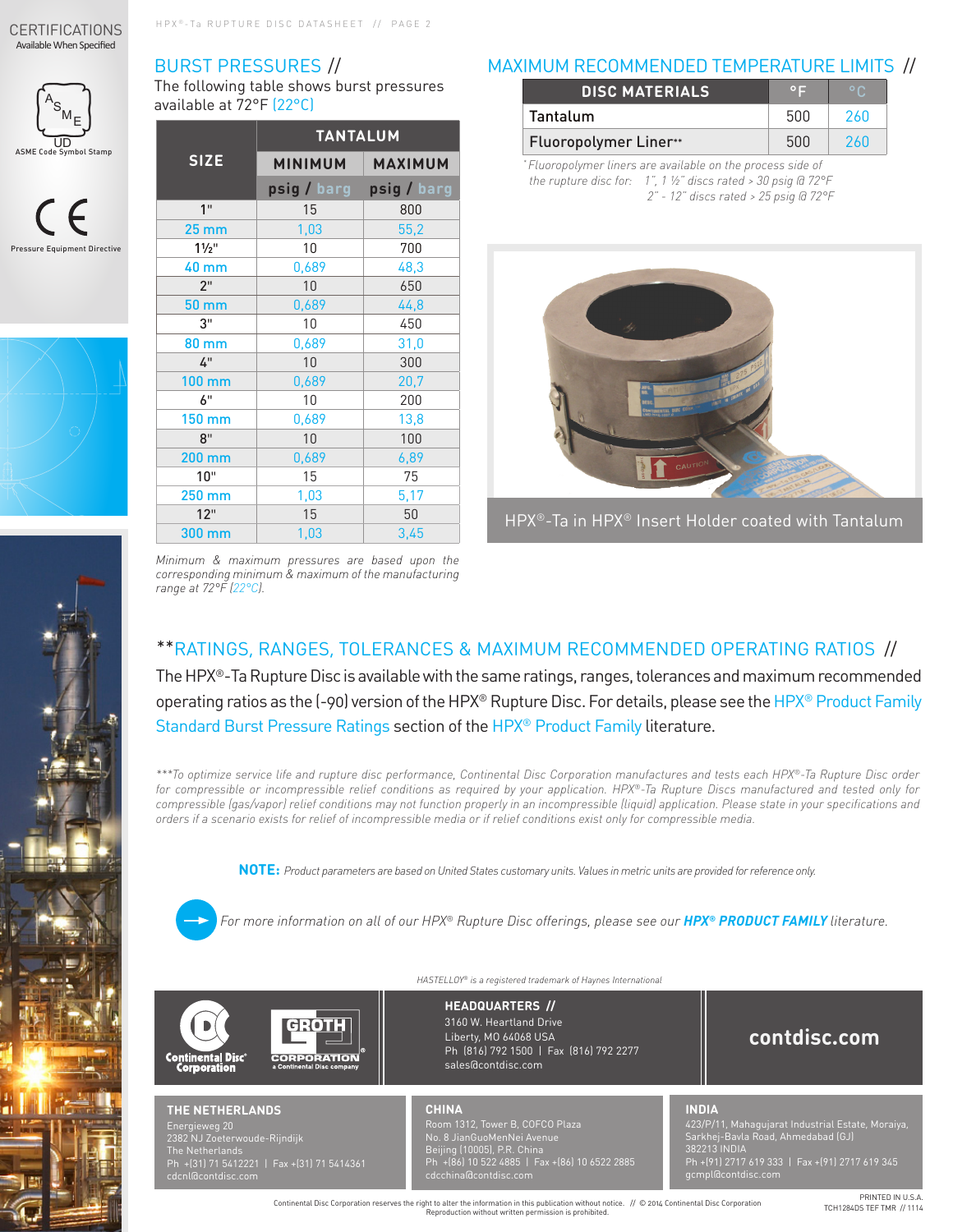CERTIFICATIONS
Available When Specified

ASME Code Symbol Stamp

Pressure Equipment Directive

## BURST PRESSURES //

The following table shows burst pressures available at 72°F (22°C)

| SIZE | TANTALUM | |
|---|---|---|
| | MINIMUM | MAXIMUM |
| | psig / barg | psig / barg |
| 1" | 15 | 800 |
| 25 mm | 1,03 | 55,2 |
| 1½" | 10 | 700 |
| 40 mm | 0,689 | 48,3 |
| 2" | 10 | 650 |
| 50 mm | 0,689 | 44,8 |
| 3" | 10 | 450 |
| 80 mm | 0,689 | 31,0 |
| 4" | 10 | 300 |
| 100 mm | 0,689 | 20,7 |
| 6" | 10 | 200 |
| 150 mm | 0,689 | 13,8 |
| 8" | 10 | 100 |
| 200 mm | 0,689 | 6,89 |
| 10" | 15 | 75 |
| 250 mm | 1,03 | 5,17 |
| 12" | 15 | 50 |
| 300 mm | 1,03 | 3,45 |

*Minimum & maximum pressures are based upon the corresponding minimum & maximum of the manufacturing range at 72°F (22°C).*

## MAXIMUM RECOMMENDED TEMPERATURE LIMITS //

| DISC MATERIALS | °F | °C |
|---|---|---|
| Tantalum | 500 | 260 |
| Fluoropolymer Liner** | 500 | 260 |

*Fluoropolymer liners are available on the process side of the rupture disc for: 1", 1 ½" discs rated > 30 psig @ 72°F; 2" - 12" discs rated > 25 psig @ 72°F*

HPX®-Ta in HPX® Insert Holder coated with Tantalum

## **RATINGS, RANGES, TOLERANCES & MAXIMUM RECOMMENDED OPERATING RATIOS //

The HPX®-Ta Rupture Disc is available with the same ratings, ranges, tolerances and maximum recommended operating ratios as the (-90) version of the HPX® Rupture Disc. For details, please see the HPX® Product Family Standard Burst Pressure Ratings section of the HPX® Product Family literature.

****To optimize service life and rupture disc performance, Continental Disc Corporation manufactures and tests each HPX®-Ta Rupture Disc order for compressible or incompressible relief conditions as required by your application. HPX®-Ta Rupture Discs manufactured and tested only for compressible (gas/vapor) relief conditions may not function properly in an incompressible (liquid) application. Please state in your specifications and orders if a scenario exists for relief of incompressible media or if relief conditions exist only for compressible media.*

**NOTE:** *Product parameters are based on United States customary units. Values in metric units are provided for reference only.*

*For more information on all of our HPX® Rupture Disc offerings, please see our **HPX® PRODUCT FAMILY** literature.*

*HASTELLOY® is a registered trademark of Haynes International*

Continental Disc® Corporation — GROTH CORPORATION® a Continental Disc company

**HEADQUARTERS //**
3160 W. Heartland Drive
Liberty, MO 64068 USA
Ph (816) 792 1500 | Fax (816) 792 2277
sales@contdisc.com

**contdisc.com**

**THE NETHERLANDS**
Energieweg 20
2382 NJ Zoeterwoude-Rijndijk
The Netherlands
Ph +(31) 71 5412221 | Fax +(31) 71 5414361
cdcnl@contdisc.com

**CHINA**
Room 1312, Tower B, COFCO Plaza
No. 8 JianGuoMenNei Avenue
Beijing (10005), P.R. China
Ph +(86) 10 522 4885 | Fax +(86) 10 6522 2885
cdcchina@contdisc.com

**INDIA**
423/P/11, Mahagujarat Industrial Estate, Moraiya, Sarkhej-Bavla Road, Ahmedabad (GJ)
382213 INDIA
Ph +(91) 2717 619 333 | Fax +(91) 2717 619 345
gcmpl@contdisc.com

Continental Disc Corporation reserves the right to alter the information in this publication without notice. // © 2014 Continental Disc Corporation
Reproduction without written permission is prohibited.

PRINTED IN U.S.A.
TCH1284DS TEF TMR // 1114